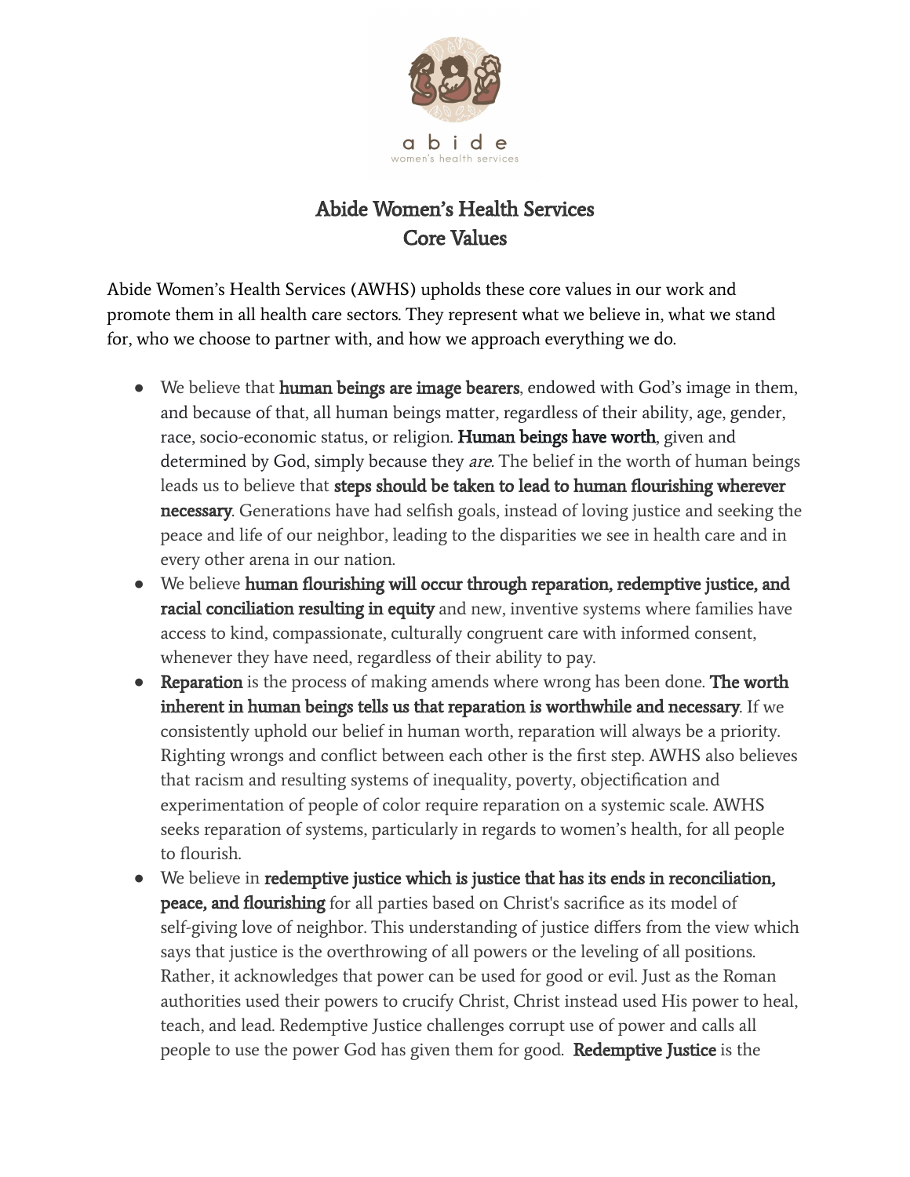# Abide Women's Health Services
# Core Values

Abide Women's Health Services (AWHS) upholds these core values in our work and promote them in all health care sectors. They represent what we believe in, what we stand for, who we choose to partner with, and how we approach everything we do.

- We believe that **human beings are image bearers**, endowed with God's image in them, and because of that, all human beings matter, regardless of their ability, age, gender, race, socio-economic status, or religion. **Human beings have worth**, given and determined by God, simply because they *are*. The belief in the worth of human beings leads us to believe that **steps should be taken to lead to human flourishing wherever necessary**. Generations have had selfish goals, instead of loving justice and seeking the peace and life of our neighbor, leading to the disparities we see in health care and in every other arena in our nation.
- We believe **human flourishing will occur through reparation, redemptive justice, and racial conciliation resulting in equity** and new, inventive systems where families have access to kind, compassionate, culturally congruent care with informed consent, whenever they have need, regardless of their ability to pay.
- **Reparation** is the process of making amends where wrong has been done. **The worth inherent in human beings tells us that reparation is worthwhile and necessary**. If we consistently uphold our belief in human worth, reparation will always be a priority. Righting wrongs and conflict between each other is the first step. AWHS also believes that racism and resulting systems of inequality, poverty, objectification and experimentation of people of color require reparation on a systemic scale. AWHS seeks reparation of systems, particularly in regards to women's health, for all people to flourish.
- We believe in **redemptive justice which is justice that has its ends in reconciliation, peace, and flourishing** for all parties based on Christ's sacrifice as its model of self-giving love of neighbor. This understanding of justice differs from the view which says that justice is the overthrowing of all powers or the leveling of all positions. Rather, it acknowledges that power can be used for good or evil. Just as the Roman authorities used their powers to crucify Christ, Christ instead used His power to heal, teach, and lead. Redemptive Justice challenges corrupt use of power and calls all people to use the power God has given them for good. **Redemptive Justice** is the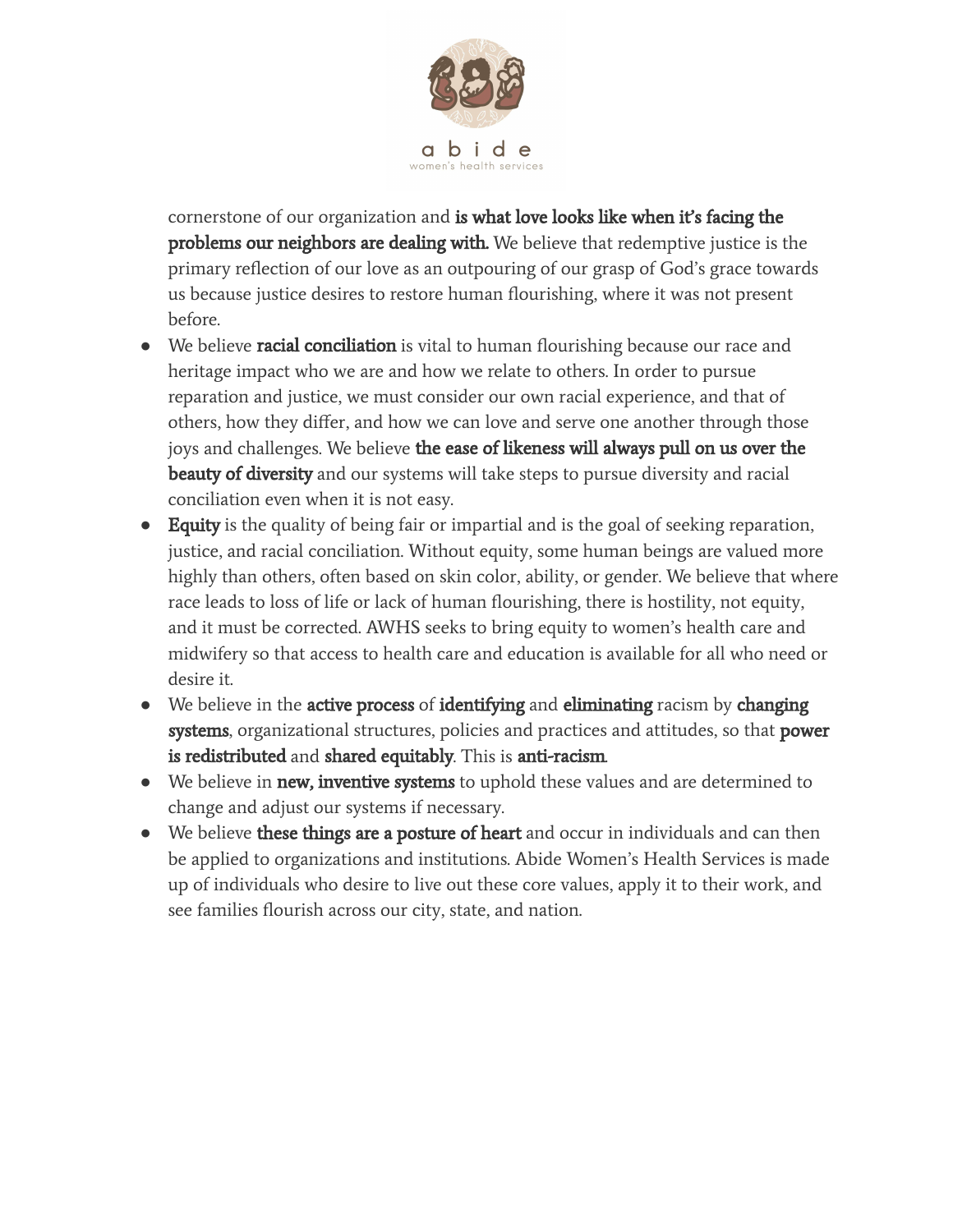cornerstone of our organization and **is what love looks like when it's facing the problems our neighbors are dealing with.** We believe that redemptive justice is the primary reflection of our love as an outpouring of our grasp of God's grace towards us because justice desires to restore human flourishing, where it was not present before.

- We believe **racial conciliation** is vital to human flourishing because our race and heritage impact who we are and how we relate to others. In order to pursue reparation and justice, we must consider our own racial experience, and that of others, how they differ, and how we can love and serve one another through those joys and challenges. We believe **the ease of likeness will always pull on us over the beauty of diversity** and our systems will take steps to pursue diversity and racial conciliation even when it is not easy.
- **Equity** is the quality of being fair or impartial and is the goal of seeking reparation, justice, and racial conciliation. Without equity, some human beings are valued more highly than others, often based on skin color, ability, or gender. We believe that where race leads to loss of life or lack of human flourishing, there is hostility, not equity, and it must be corrected. AWHS seeks to bring equity to women's health care and midwifery so that access to health care and education is available for all who need or desire it.
- We believe in the **active process** of **identifying** and **eliminating** racism by **changing systems**, organizational structures, policies and practices and attitudes, so that **power is redistributed** and **shared equitably**. This is **anti-racism**.
- We believe in **new, inventive systems** to uphold these values and are determined to change and adjust our systems if necessary.
- We believe **these things are a posture of heart** and occur in individuals and can then be applied to organizations and institutions. Abide Women's Health Services is made up of individuals who desire to live out these core values, apply it to their work, and see families flourish across our city, state, and nation.